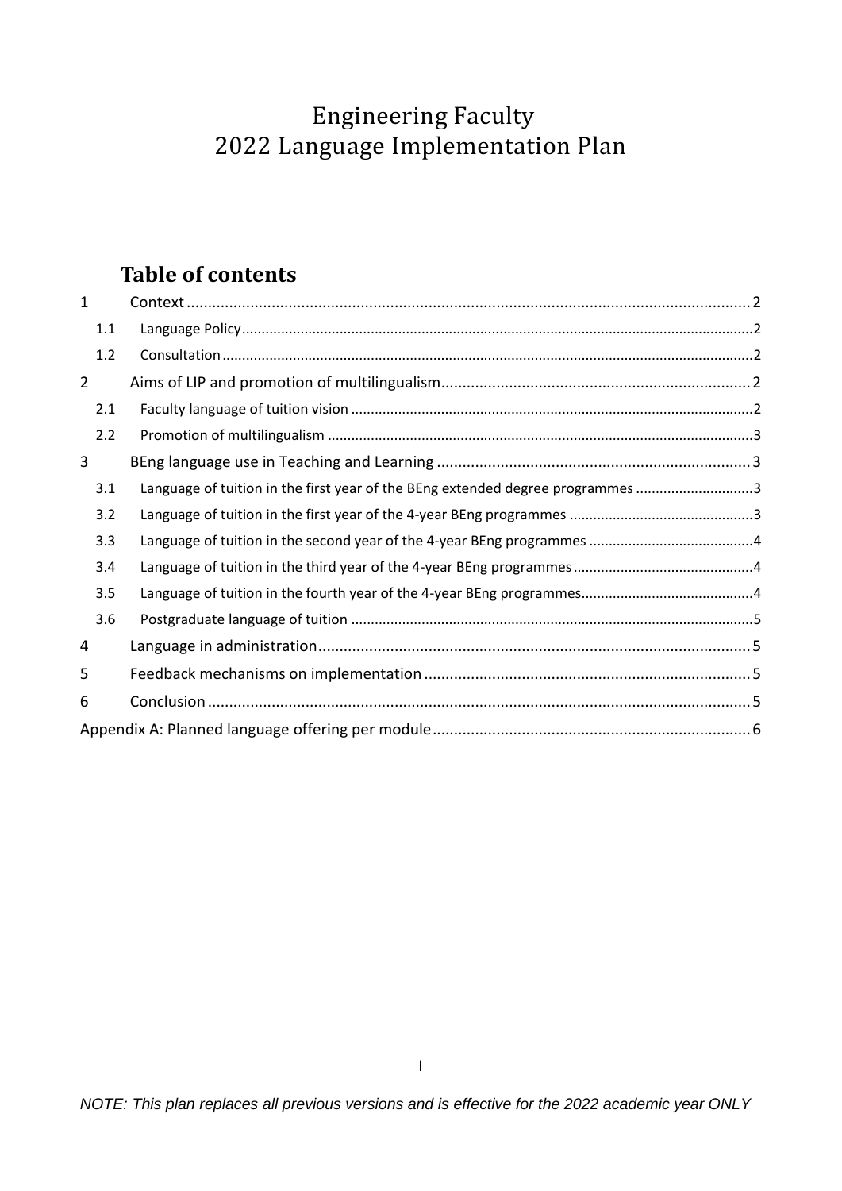# Engineering Faculty
# 2022 Language Implementation Plan

## Table of contents

1 Context ........ 2
- 1.1 Language Policy ........ 2
- 1.2 Consultation ........ 2

2 Aims of LIP and promotion of multilingualism ........ 2
- 2.1 Faculty language of tuition vision ........ 2
- 2.2 Promotion of multilingualism ........ 3

3 BEng language use in Teaching and Learning ........ 3
- 3.1 Language of tuition in the first year of the BEng extended degree programmes ........ 3
- 3.2 Language of tuition in the first year of the 4-year BEng programmes ........ 3
- 3.3 Language of tuition in the second year of the 4-year BEng programmes ........ 4
- 3.4 Language of tuition in the third year of the 4-year BEng programmes ........ 4
- 3.5 Language of tuition in the fourth year of the 4-year BEng programmes ........ 4
- 3.6 Postgraduate language of tuition ........ 5

4 Language in administration ........ 5

5 Feedback mechanisms on implementation ........ 5

6 Conclusion ........ 5

Appendix A: Planned language offering per module ........ 6

*NOTE: This plan replaces all previous versions and is effective for the 2022 academic year ONLY*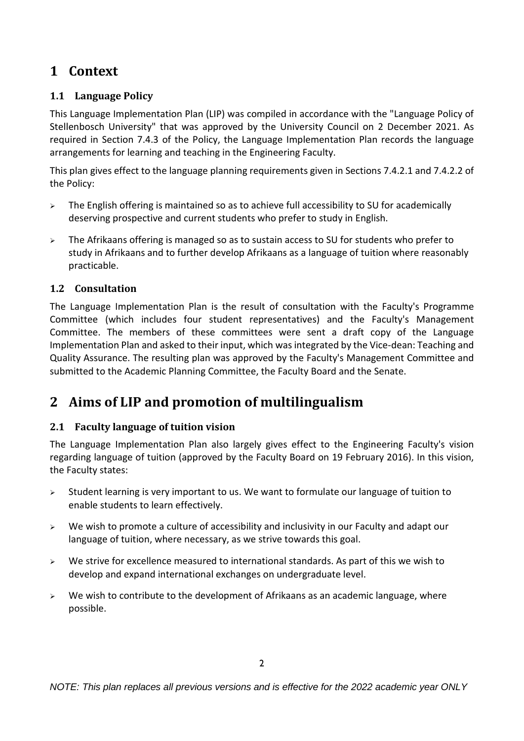# 1 Context

## 1.1 Language Policy

This Language Implementation Plan (LIP) was compiled in accordance with the "Language Policy of Stellenbosch University" that was approved by the University Council on 2 December 2021. As required in Section 7.4.3 of the Policy, the Language Implementation Plan records the language arrangements for learning and teaching in the Engineering Faculty.

This plan gives effect to the language planning requirements given in Sections 7.4.2.1 and 7.4.2.2 of the Policy:

- The English offering is maintained so as to achieve full accessibility to SU for academically deserving prospective and current students who prefer to study in English.
- The Afrikaans offering is managed so as to sustain access to SU for students who prefer to study in Afrikaans and to further develop Afrikaans as a language of tuition where reasonably practicable.

## 1.2 Consultation

The Language Implementation Plan is the result of consultation with the Faculty's Programme Committee (which includes four student representatives) and the Faculty's Management Committee. The members of these committees were sent a draft copy of the Language Implementation Plan and asked to their input, which was integrated by the Vice-dean: Teaching and Quality Assurance. The resulting plan was approved by the Faculty's Management Committee and submitted to the Academic Planning Committee, the Faculty Board and the Senate.

# 2 Aims of LIP and promotion of multilingualism

## 2.1 Faculty language of tuition vision

The Language Implementation Plan also largely gives effect to the Engineering Faculty's vision regarding language of tuition (approved by the Faculty Board on 19 February 2016). In this vision, the Faculty states:

- Student learning is very important to us. We want to formulate our language of tuition to enable students to learn effectively.
- We wish to promote a culture of accessibility and inclusivity in our Faculty and adapt our language of tuition, where necessary, as we strive towards this goal.
- We strive for excellence measured to international standards. As part of this we wish to develop and expand international exchanges on undergraduate level.
- We wish to contribute to the development of Afrikaans as an academic language, where possible.

*NOTE: This plan replaces all previous versions and is effective for the 2022 academic year ONLY*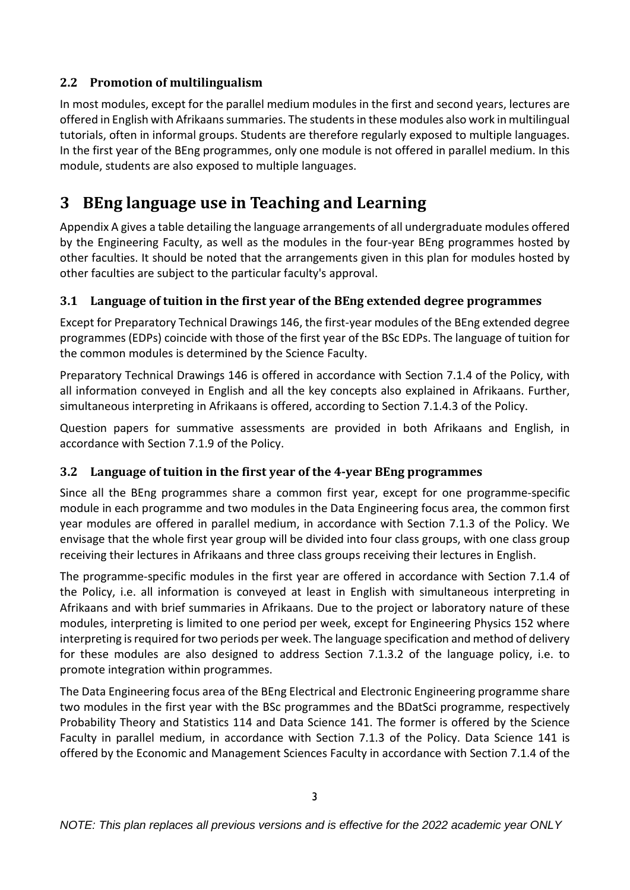### 2.2 Promotion of multilingualism

In most modules, except for the parallel medium modules in the first and second years, lectures are offered in English with Afrikaans summaries. The students in these modules also work in multilingual tutorials, often in informal groups. Students are therefore regularly exposed to multiple languages. In the first year of the BEng programmes, only one module is not offered in parallel medium. In this module, students are also exposed to multiple languages.

# 3 BEng language use in Teaching and Learning

Appendix A gives a table detailing the language arrangements of all undergraduate modules offered by the Engineering Faculty, as well as the modules in the four-year BEng programmes hosted by other faculties. It should be noted that the arrangements given in this plan for modules hosted by other faculties are subject to the particular faculty's approval.

### 3.1 Language of tuition in the first year of the BEng extended degree programmes

Except for Preparatory Technical Drawings 146, the first-year modules of the BEng extended degree programmes (EDPs) coincide with those of the first year of the BSc EDPs. The language of tuition for the common modules is determined by the Science Faculty.

Preparatory Technical Drawings 146 is offered in accordance with Section 7.1.4 of the Policy, with all information conveyed in English and all the key concepts also explained in Afrikaans. Further, simultaneous interpreting in Afrikaans is offered, according to Section 7.1.4.3 of the Policy.

Question papers for summative assessments are provided in both Afrikaans and English, in accordance with Section 7.1.9 of the Policy.

### 3.2 Language of tuition in the first year of the 4-year BEng programmes

Since all the BEng programmes share a common first year, except for one programme-specific module in each programme and two modules in the Data Engineering focus area, the common first year modules are offered in parallel medium, in accordance with Section 7.1.3 of the Policy. We envisage that the whole first year group will be divided into four class groups, with one class group receiving their lectures in Afrikaans and three class groups receiving their lectures in English.

The programme-specific modules in the first year are offered in accordance with Section 7.1.4 of the Policy, i.e. all information is conveyed at least in English with simultaneous interpreting in Afrikaans and with brief summaries in Afrikaans. Due to the project or laboratory nature of these modules, interpreting is limited to one period per week, except for Engineering Physics 152 where interpreting is required for two periods per week. The language specification and method of delivery for these modules are also designed to address Section 7.1.3.2 of the language policy, i.e. to promote integration within programmes.

The Data Engineering focus area of the BEng Electrical and Electronic Engineering programme share two modules in the first year with the BSc programmes and the BDatSci programme, respectively Probability Theory and Statistics 114 and Data Science 141. The former is offered by the Science Faculty in parallel medium, in accordance with Section 7.1.3 of the Policy. Data Science 141 is offered by the Economic and Management Sciences Faculty in accordance with Section 7.1.4 of the

*NOTE: This plan replaces all previous versions and is effective for the 2022 academic year ONLY*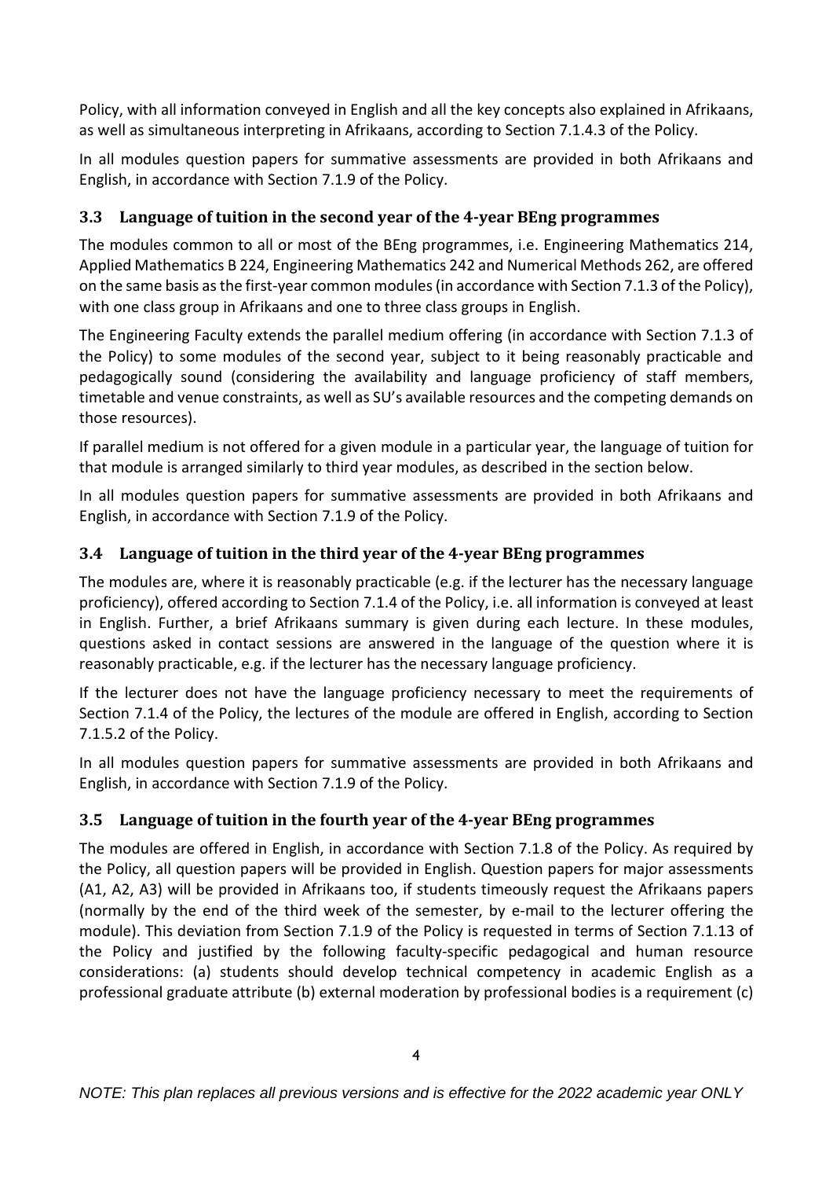Policy, with all information conveyed in English and all the key concepts also explained in Afrikaans, as well as simultaneous interpreting in Afrikaans, according to Section 7.1.4.3 of the Policy.

In all modules question papers for summative assessments are provided in both Afrikaans and English, in accordance with Section 7.1.9 of the Policy.

### 3.3 Language of tuition in the second year of the 4-year BEng programmes

The modules common to all or most of the BEng programmes, i.e. Engineering Mathematics 214, Applied Mathematics B 224, Engineering Mathematics 242 and Numerical Methods 262, are offered on the same basis as the first-year common modules (in accordance with Section 7.1.3 of the Policy), with one class group in Afrikaans and one to three class groups in English.

The Engineering Faculty extends the parallel medium offering (in accordance with Section 7.1.3 of the Policy) to some modules of the second year, subject to it being reasonably practicable and pedagogically sound (considering the availability and language proficiency of staff members, timetable and venue constraints, as well as SU's available resources and the competing demands on those resources).

If parallel medium is not offered for a given module in a particular year, the language of tuition for that module is arranged similarly to third year modules, as described in the section below.

In all modules question papers for summative assessments are provided in both Afrikaans and English, in accordance with Section 7.1.9 of the Policy.

### 3.4 Language of tuition in the third year of the 4-year BEng programmes

The modules are, where it is reasonably practicable (e.g. if the lecturer has the necessary language proficiency), offered according to Section 7.1.4 of the Policy, i.e. all information is conveyed at least in English. Further, a brief Afrikaans summary is given during each lecture. In these modules, questions asked in contact sessions are answered in the language of the question where it is reasonably practicable, e.g. if the lecturer has the necessary language proficiency.

If the lecturer does not have the language proficiency necessary to meet the requirements of Section 7.1.4 of the Policy, the lectures of the module are offered in English, according to Section 7.1.5.2 of the Policy.

In all modules question papers for summative assessments are provided in both Afrikaans and English, in accordance with Section 7.1.9 of the Policy.

### 3.5 Language of tuition in the fourth year of the 4-year BEng programmes

The modules are offered in English, in accordance with Section 7.1.8 of the Policy. As required by the Policy, all question papers will be provided in English. Question papers for major assessments (A1, A2, A3) will be provided in Afrikaans too, if students timeously request the Afrikaans papers (normally by the end of the third week of the semester, by e-mail to the lecturer offering the module). This deviation from Section 7.1.9 of the Policy is requested in terms of Section 7.1.13 of the Policy and justified by the following faculty-specific pedagogical and human resource considerations: (a) students should develop technical competency in academic English as a professional graduate attribute (b) external moderation by professional bodies is a requirement (c)

*NOTE: This plan replaces all previous versions and is effective for the 2022 academic year ONLY*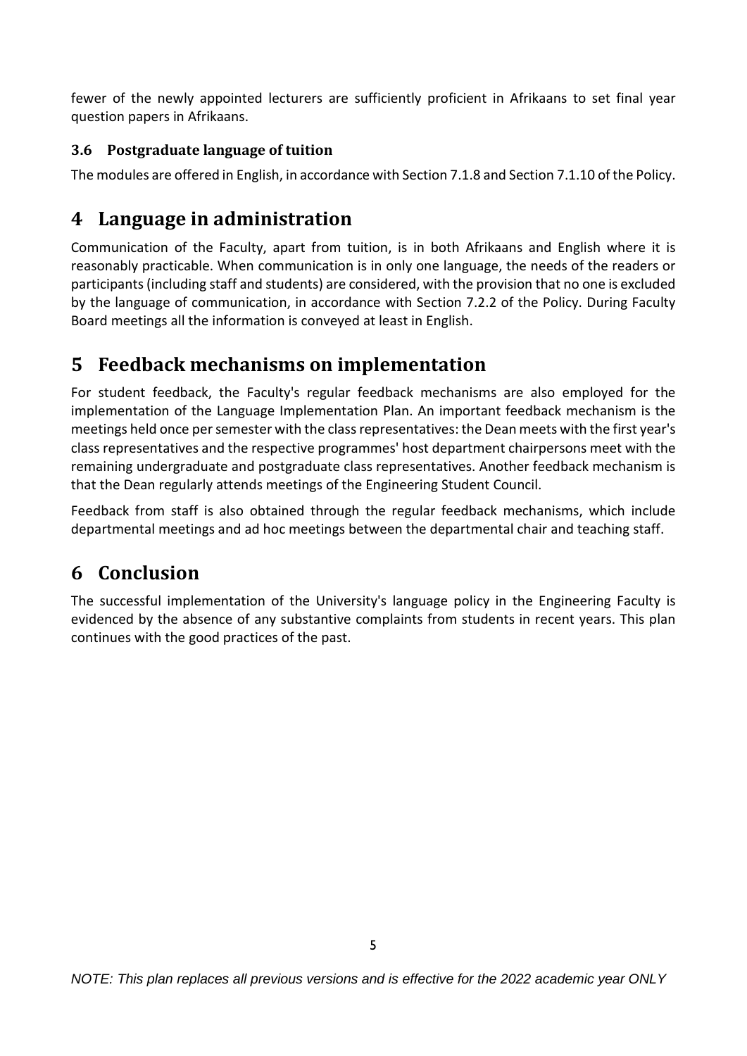fewer of the newly appointed lecturers are sufficiently proficient in Afrikaans to set final year question papers in Afrikaans.

### 3.6 Postgraduate language of tuition

The modules are offered in English, in accordance with Section 7.1.8 and Section 7.1.10 of the Policy.

## 4 Language in administration

Communication of the Faculty, apart from tuition, is in both Afrikaans and English where it is reasonably practicable. When communication is in only one language, the needs of the readers or participants (including staff and students) are considered, with the provision that no one is excluded by the language of communication, in accordance with Section 7.2.2 of the Policy. During Faculty Board meetings all the information is conveyed at least in English.

## 5 Feedback mechanisms on implementation

For student feedback, the Faculty's regular feedback mechanisms are also employed for the implementation of the Language Implementation Plan. An important feedback mechanism is the meetings held once per semester with the class representatives: the Dean meets with the first year's class representatives and the respective programmes' host department chairpersons meet with the remaining undergraduate and postgraduate class representatives. Another feedback mechanism is that the Dean regularly attends meetings of the Engineering Student Council.

Feedback from staff is also obtained through the regular feedback mechanisms, which include departmental meetings and ad hoc meetings between the departmental chair and teaching staff.

## 6 Conclusion

The successful implementation of the University's language policy in the Engineering Faculty is evidenced by the absence of any substantive complaints from students in recent years. This plan continues with the good practices of the past.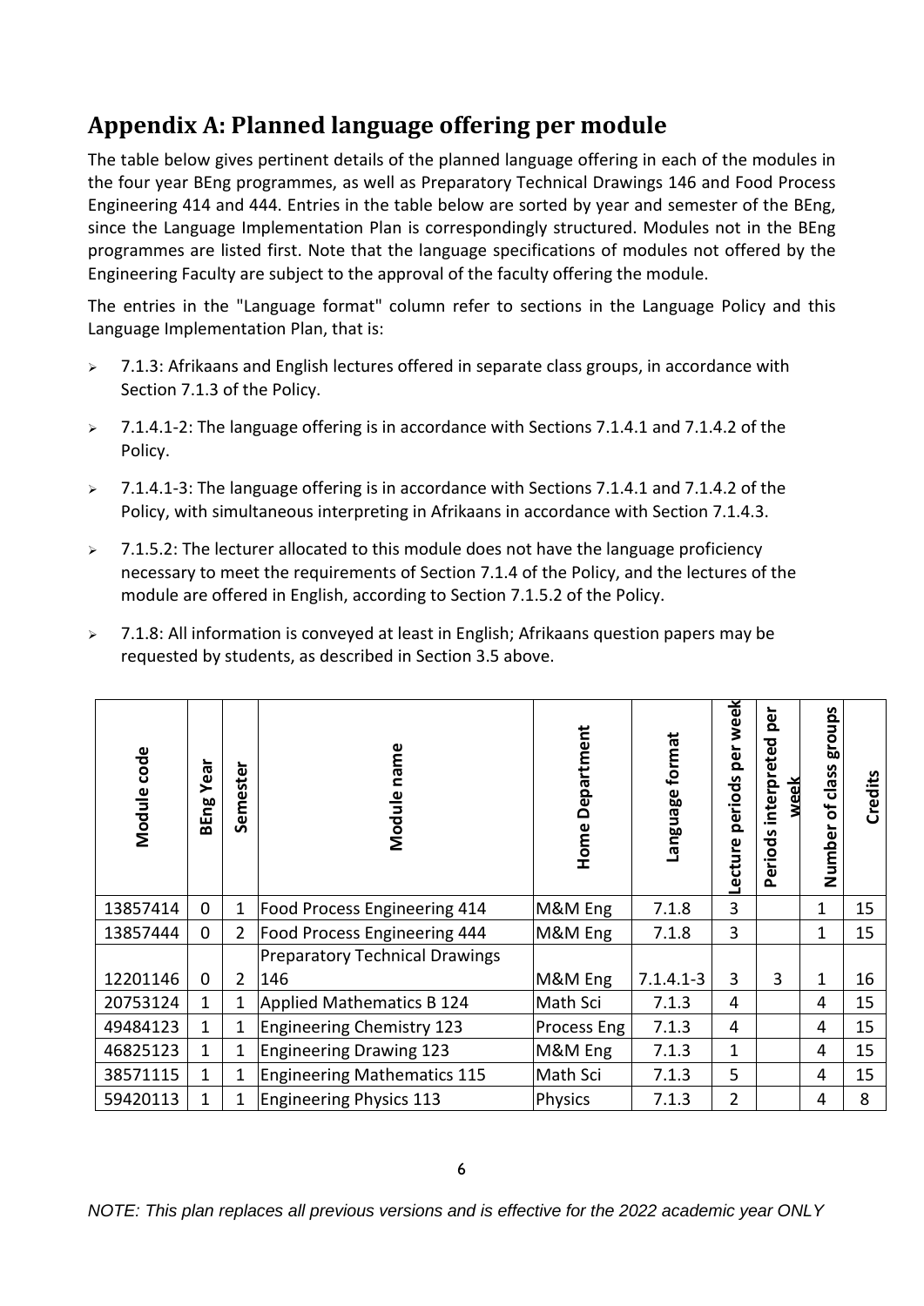## Appendix A: Planned language offering per module

The table below gives pertinent details of the planned language offering in each of the modules in the four year BEng programmes, as well as Preparatory Technical Drawings 146 and Food Process Engineering 414 and 444. Entries in the table below are sorted by year and semester of the BEng, since the Language Implementation Plan is correspondingly structured. Modules not in the BEng programmes are listed first. Note that the language specifications of modules not offered by the Engineering Faculty are subject to the approval of the faculty offering the module.

The entries in the "Language format" column refer to sections in the Language Policy and this Language Implementation Plan, that is:

- 7.1.3: Afrikaans and English lectures offered in separate class groups, in accordance with Section 7.1.3 of the Policy.
- 7.1.4.1-2: The language offering is in accordance with Sections 7.1.4.1 and 7.1.4.2 of the Policy.
- 7.1.4.1-3: The language offering is in accordance with Sections 7.1.4.1 and 7.1.4.2 of the Policy, with simultaneous interpreting in Afrikaans in accordance with Section 7.1.4.3.
- 7.1.5.2: The lecturer allocated to this module does not have the language proficiency necessary to meet the requirements of Section 7.1.4 of the Policy, and the lectures of the module are offered in English, according to Section 7.1.5.2 of the Policy.
- 7.1.8: All information is conveyed at least in English; Afrikaans question papers may be requested by students, as described in Section 3.5 above.

| Module code | BEng Year | Semester | Module name | Home Department | Language format | Lecture periods per week | Periods interpreted per week | Number of class groups | Credits |
|---|---|---|---|---|---|---|---|---|---|
| 13857414 | 0 | 1 | Food Process Engineering 414 | M&M Eng | 7.1.8 | 3 | | 1 | 15 |
| 13857444 | 0 | 2 | Food Process Engineering 444 | M&M Eng | 7.1.8 | 3 | | 1 | 15 |
| 12201146 | 0 | 2 | Preparatory Technical Drawings 146 | M&M Eng | 7.1.4.1-3 | 3 | 3 | 1 | 16 |
| 20753124 | 1 | 1 | Applied Mathematics B 124 | Math Sci | 7.1.3 | 4 | | 4 | 15 |
| 49484123 | 1 | 1 | Engineering Chemistry 123 | Process Eng | 7.1.3 | 4 | | 4 | 15 |
| 46825123 | 1 | 1 | Engineering Drawing 123 | M&M Eng | 7.1.3 | 1 | | 4 | 15 |
| 38571115 | 1 | 1 | Engineering Mathematics 115 | Math Sci | 7.1.3 | 5 | | 4 | 15 |
| 59420113 | 1 | 1 | Engineering Physics 113 | Physics | 7.1.3 | 2 | | 4 | 8 |

*NOTE: This plan replaces all previous versions and is effective for the 2022 academic year ONLY*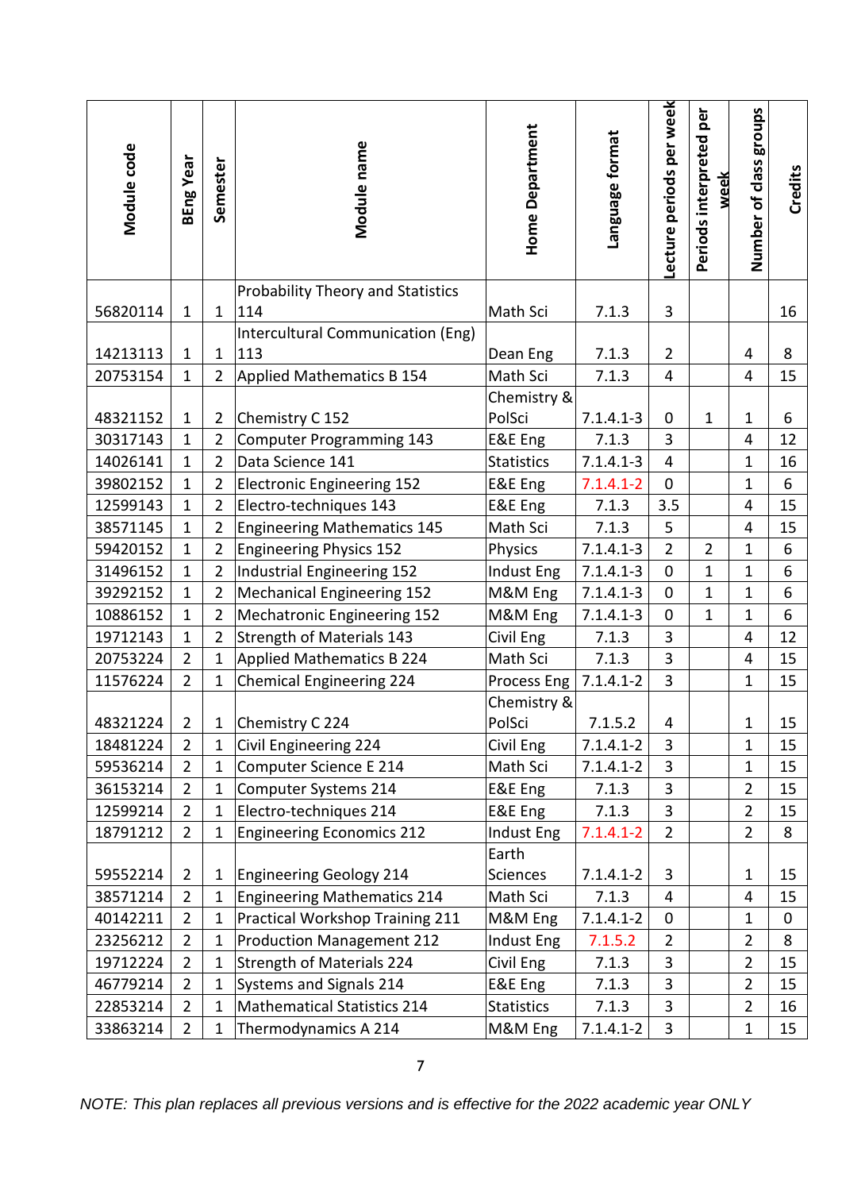| Module code | BEng Year | Semester | Module name | Home Department | Language format | Lecture periods per week | Periods interpreted per week | Number of class groups | Credits |
|---|---|---|---|---|---|---|---|---|---|
| 56820114 | 1 | 1 | Probability Theory and Statistics 114 | Math Sci | 7.1.3 | 3 | | | 16 |
| 14213113 | 1 | 1 | Intercultural Communication (Eng) 113 | Dean Eng | 7.1.3 | 2 | | 4 | 8 |
| 20753154 | 1 | 2 | Applied Mathematics B 154 | Math Sci | 7.1.3 | 4 | | 4 | 15 |
| 48321152 | 1 | 2 | Chemistry C 152 | Chemistry & PolSci | 7.1.4.1-3 | 0 | 1 | 1 | 6 |
| 30317143 | 1 | 2 | Computer Programming 143 | E&E Eng | 7.1.3 | 3 | | 4 | 12 |
| 14026141 | 1 | 2 | Data Science 141 | Statistics | 7.1.4.1-3 | 4 | | 1 | 16 |
| 39802152 | 1 | 2 | Electronic Engineering 152 | E&E Eng | 7.1.4.1-2 | 0 | | 1 | 6 |
| 12599143 | 1 | 2 | Electro-techniques 143 | E&E Eng | 7.1.3 | 3.5 | | 4 | 15 |
| 38571145 | 1 | 2 | Engineering Mathematics 145 | Math Sci | 7.1.3 | 5 | | 4 | 15 |
| 59420152 | 1 | 2 | Engineering Physics 152 | Physics | 7.1.4.1-3 | 2 | 2 | 1 | 6 |
| 31496152 | 1 | 2 | Industrial Engineering 152 | Indust Eng | 7.1.4.1-3 | 0 | 1 | 1 | 6 |
| 39292152 | 1 | 2 | Mechanical Engineering 152 | M&M Eng | 7.1.4.1-3 | 0 | 1 | 1 | 6 |
| 10886152 | 1 | 2 | Mechatronic Engineering 152 | M&M Eng | 7.1.4.1-3 | 0 | 1 | 1 | 6 |
| 19712143 | 1 | 2 | Strength of Materials 143 | Civil Eng | 7.1.3 | 3 | | 4 | 12 |
| 20753224 | 2 | 1 | Applied Mathematics B 224 | Math Sci | 7.1.3 | 3 | | 4 | 15 |
| 11576224 | 2 | 1 | Chemical Engineering 224 | Process Eng | 7.1.4.1-2 | 3 | | 1 | 15 |
| 48321224 | 2 | 1 | Chemistry C 224 | Chemistry & PolSci | 7.1.5.2 | 4 | | 1 | 15 |
| 18481224 | 2 | 1 | Civil Engineering 224 | Civil Eng | 7.1.4.1-2 | 3 | | 1 | 15 |
| 59536214 | 2 | 1 | Computer Science E 214 | Math Sci | 7.1.4.1-2 | 3 | | 1 | 15 |
| 36153214 | 2 | 1 | Computer Systems 214 | E&E Eng | 7.1.3 | 3 | | 2 | 15 |
| 12599214 | 2 | 1 | Electro-techniques 214 | E&E Eng | 7.1.3 | 3 | | 2 | 15 |
| 18791212 | 2 | 1 | Engineering Economics 212 | Indust Eng | 7.1.4.1-2 | 2 | | 2 | 8 |
| 59552214 | 2 | 1 | Engineering Geology 214 | Earth Sciences | 7.1.4.1-2 | 3 | | 1 | 15 |
| 38571214 | 2 | 1 | Engineering Mathematics 214 | Math Sci | 7.1.3 | 4 | | 4 | 15 |
| 40142211 | 2 | 1 | Practical Workshop Training 211 | M&M Eng | 7.1.4.1-2 | 0 | | 1 | 0 |
| 23256212 | 2 | 1 | Production Management 212 | Indust Eng | 7.1.5.2 | 2 | | 2 | 8 |
| 19712224 | 2 | 1 | Strength of Materials 224 | Civil Eng | 7.1.3 | 3 | | 2 | 15 |
| 46779214 | 2 | 1 | Systems and Signals 214 | E&E Eng | 7.1.3 | 3 | | 2 | 15 |
| 22853214 | 2 | 1 | Mathematical Statistics 214 | Statistics | 7.1.3 | 3 | | 2 | 16 |
| 33863214 | 2 | 1 | Thermodynamics A 214 | M&M Eng | 7.1.4.1-2 | 3 | | 1 | 15 |

*NOTE: This plan replaces all previous versions and is effective for the 2022 academic year ONLY*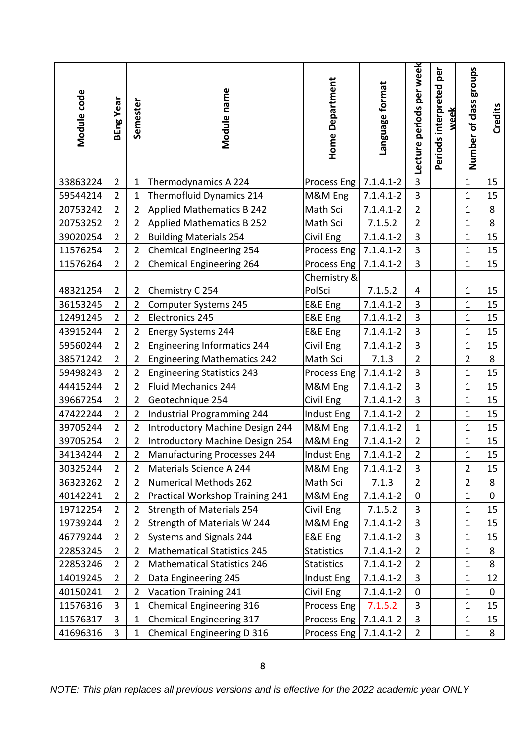| Module code | BEng Year | Semester | Module name | Home Department | Language format | Lecture periods per week | Periods interpreted per week | Number of class groups | Credits |
|---|---|---|---|---|---|---|---|---|---|
| 33863224 | 2 | 1 | Thermodynamics A 224 | Process Eng | 7.1.4.1-2 | 3 | | 1 | 15 |
| 59544214 | 2 | 1 | Thermofluid Dynamics 214 | M&M Eng | 7.1.4.1-2 | 3 | | 1 | 15 |
| 20753242 | 2 | 2 | Applied Mathematics B 242 | Math Sci | 7.1.4.1-2 | 2 | | 1 | 8 |
| 20753252 | 2 | 2 | Applied Mathematics B 252 | Math Sci | 7.1.5.2 | 2 | | 1 | 8 |
| 39020254 | 2 | 2 | Building Materials 254 | Civil Eng | 7.1.4.1-2 | 3 | | 1 | 15 |
| 11576254 | 2 | 2 | Chemical Engineering 254 | Process Eng | 7.1.4.1-2 | 3 | | 1 | 15 |
| 11576264 | 2 | 2 | Chemical Engineering 264 | Process Eng | 7.1.4.1-2 | 3 | | 1 | 15 |
| 48321254 | 2 | 2 | Chemistry C 254 | Chemistry & PolSci | 7.1.5.2 | 4 | | 1 | 15 |
| 36153245 | 2 | 2 | Computer Systems 245 | E&E Eng | 7.1.4.1-2 | 3 | | 1 | 15 |
| 12491245 | 2 | 2 | Electronics 245 | E&E Eng | 7.1.4.1-2 | 3 | | 1 | 15 |
| 43915244 | 2 | 2 | Energy Systems 244 | E&E Eng | 7.1.4.1-2 | 3 | | 1 | 15 |
| 59560244 | 2 | 2 | Engineering Informatics 244 | Civil Eng | 7.1.4.1-2 | 3 | | 1 | 15 |
| 38571242 | 2 | 2 | Engineering Mathematics 242 | Math Sci | 7.1.3 | 2 | | 2 | 8 |
| 59498243 | 2 | 2 | Engineering Statistics 243 | Process Eng | 7.1.4.1-2 | 3 | | 1 | 15 |
| 44415244 | 2 | 2 | Fluid Mechanics 244 | M&M Eng | 7.1.4.1-2 | 3 | | 1 | 15 |
| 39667254 | 2 | 2 | Geotechnique 254 | Civil Eng | 7.1.4.1-2 | 3 | | 1 | 15 |
| 47422244 | 2 | 2 | Industrial Programming 244 | Indust Eng | 7.1.4.1-2 | 2 | | 1 | 15 |
| 39705244 | 2 | 2 | Introductory Machine Design 244 | M&M Eng | 7.1.4.1-2 | 1 | | 1 | 15 |
| 39705254 | 2 | 2 | Introductory Machine Design 254 | M&M Eng | 7.1.4.1-2 | 2 | | 1 | 15 |
| 34134244 | 2 | 2 | Manufacturing Processes 244 | Indust Eng | 7.1.4.1-2 | 2 | | 1 | 15 |
| 30325244 | 2 | 2 | Materials Science A 244 | M&M Eng | 7.1.4.1-2 | 3 | | 2 | 15 |
| 36323262 | 2 | 2 | Numerical Methods 262 | Math Sci | 7.1.3 | 2 | | 2 | 8 |
| 40142241 | 2 | 2 | Practical Workshop Training 241 | M&M Eng | 7.1.4.1-2 | 0 | | 1 | 0 |
| 19712254 | 2 | 2 | Strength of Materials 254 | Civil Eng | 7.1.5.2 | 3 | | 1 | 15 |
| 19739244 | 2 | 2 | Strength of Materials W 244 | M&M Eng | 7.1.4.1-2 | 3 | | 1 | 15 |
| 46779244 | 2 | 2 | Systems and Signals 244 | E&E Eng | 7.1.4.1-2 | 3 | | 1 | 15 |
| 22853245 | 2 | 2 | Mathematical Statistics 245 | Statistics | 7.1.4.1-2 | 2 | | 1 | 8 |
| 22853246 | 2 | 2 | Mathematical Statistics 246 | Statistics | 7.1.4.1-2 | 2 | | 1 | 8 |
| 14019245 | 2 | 2 | Data Engineering 245 | Indust Eng | 7.1.4.1-2 | 3 | | 1 | 12 |
| 40150241 | 2 | 2 | Vacation Training 241 | Civil Eng | 7.1.4.1-2 | 0 | | 1 | 0 |
| 11576316 | 3 | 1 | Chemical Engineering 316 | Process Eng | 7.1.5.2 | 3 | | 1 | 15 |
| 11576317 | 3 | 1 | Chemical Engineering 317 | Process Eng | 7.1.4.1-2 | 3 | | 1 | 15 |
| 41696316 | 3 | 1 | Chemical Engineering D 316 | Process Eng | 7.1.4.1-2 | 2 | | 1 | 8 |

*NOTE: This plan replaces all previous versions and is effective for the 2022 academic year ONLY*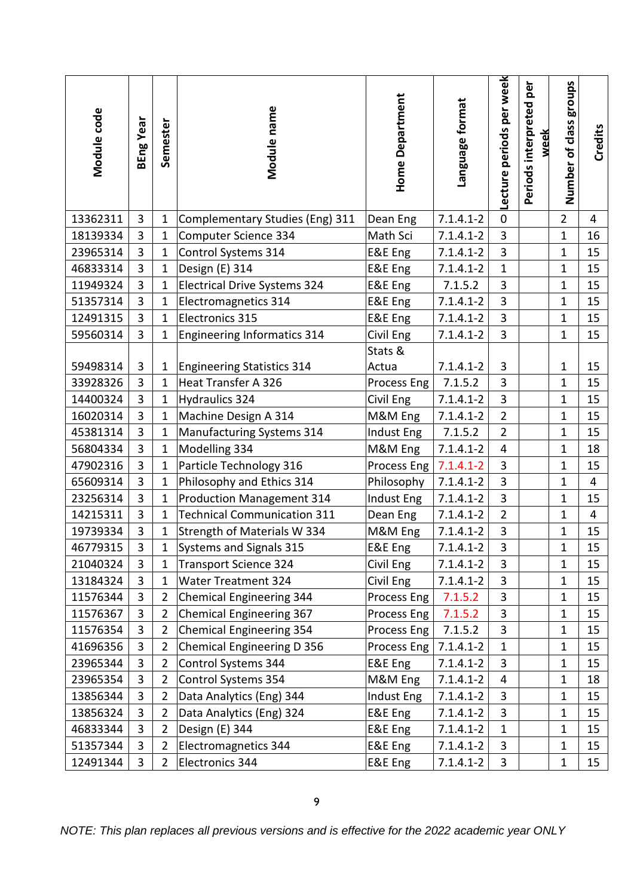| Module code | BEng Year | Semester | Module name | Home Department | Language format | Lecture periods per week | Periods interpreted per week | Number of class groups | Credits |
|---|---|---|---|---|---|---|---|---|---|
| 13362311 | 3 | 1 | Complementary Studies (Eng) 311 | Dean Eng | 7.1.4.1-2 | 0 | | 2 | 4 |
| 18139334 | 3 | 1 | Computer Science 334 | Math Sci | 7.1.4.1-2 | 3 | | 1 | 16 |
| 23965314 | 3 | 1 | Control Systems 314 | E&E Eng | 7.1.4.1-2 | 3 | | 1 | 15 |
| 46833314 | 3 | 1 | Design (E) 314 | E&E Eng | 7.1.4.1-2 | 1 | | 1 | 15 |
| 11949324 | 3 | 1 | Electrical Drive Systems 324 | E&E Eng | 7.1.5.2 | 3 | | 1 | 15 |
| 51357314 | 3 | 1 | Electromagnetics 314 | E&E Eng | 7.1.4.1-2 | 3 | | 1 | 15 |
| 12491315 | 3 | 1 | Electronics 315 | E&E Eng | 7.1.4.1-2 | 3 | | 1 | 15 |
| 59560314 | 3 | 1 | Engineering Informatics 314 | Civil Eng | 7.1.4.1-2 | 3 | | 1 | 15 |
| 59498314 | 3 | 1 | Engineering Statistics 314 | Stats & Actua | 7.1.4.1-2 | 3 | | 1 | 15 |
| 33928326 | 3 | 1 | Heat Transfer A 326 | Process Eng | 7.1.5.2 | 3 | | 1 | 15 |
| 14400324 | 3 | 1 | Hydraulics 324 | Civil Eng | 7.1.4.1-2 | 3 | | 1 | 15 |
| 16020314 | 3 | 1 | Machine Design A 314 | M&M Eng | 7.1.4.1-2 | 2 | | 1 | 15 |
| 45381314 | 3 | 1 | Manufacturing Systems 314 | Indust Eng | 7.1.5.2 | 2 | | 1 | 15 |
| 56804334 | 3 | 1 | Modelling 334 | M&M Eng | 7.1.4.1-2 | 4 | | 1 | 18 |
| 47902316 | 3 | 1 | Particle Technology 316 | Process Eng | 7.1.4.1-2 | 3 | | 1 | 15 |
| 65609314 | 3 | 1 | Philosophy and Ethics 314 | Philosophy | 7.1.4.1-2 | 3 | | 1 | 4 |
| 23256314 | 3 | 1 | Production Management 314 | Indust Eng | 7.1.4.1-2 | 3 | | 1 | 15 |
| 14215311 | 3 | 1 | Technical Communication 311 | Dean Eng | 7.1.4.1-2 | 2 | | 1 | 4 |
| 19739334 | 3 | 1 | Strength of Materials W 334 | M&M Eng | 7.1.4.1-2 | 3 | | 1 | 15 |
| 46779315 | 3 | 1 | Systems and Signals 315 | E&E Eng | 7.1.4.1-2 | 3 | | 1 | 15 |
| 21040324 | 3 | 1 | Transport Science 324 | Civil Eng | 7.1.4.1-2 | 3 | | 1 | 15 |
| 13184324 | 3 | 1 | Water Treatment 324 | Civil Eng | 7.1.4.1-2 | 3 | | 1 | 15 |
| 11576344 | 3 | 2 | Chemical Engineering 344 | Process Eng | 7.1.5.2 | 3 | | 1 | 15 |
| 11576367 | 3 | 2 | Chemical Engineering 367 | Process Eng | 7.1.5.2 | 3 | | 1 | 15 |
| 11576354 | 3 | 2 | Chemical Engineering 354 | Process Eng | 7.1.5.2 | 3 | | 1 | 15 |
| 41696356 | 3 | 2 | Chemical Engineering D 356 | Process Eng | 7.1.4.1-2 | 1 | | 1 | 15 |
| 23965344 | 3 | 2 | Control Systems 344 | E&E Eng | 7.1.4.1-2 | 3 | | 1 | 15 |
| 23965354 | 3 | 2 | Control Systems 354 | M&M Eng | 7.1.4.1-2 | 4 | | 1 | 18 |
| 13856344 | 3 | 2 | Data Analytics (Eng) 344 | Indust Eng | 7.1.4.1-2 | 3 | | 1 | 15 |
| 13856324 | 3 | 2 | Data Analytics (Eng) 324 | E&E Eng | 7.1.4.1-2 | 3 | | 1 | 15 |
| 46833344 | 3 | 2 | Design (E) 344 | E&E Eng | 7.1.4.1-2 | 1 | | 1 | 15 |
| 51357344 | 3 | 2 | Electromagnetics 344 | E&E Eng | 7.1.4.1-2 | 3 | | 1 | 15 |
| 12491344 | 3 | 2 | Electronics 344 | E&E Eng | 7.1.4.1-2 | 3 | | 1 | 15 |

*NOTE: This plan replaces all previous versions and is effective for the 2022 academic year ONLY*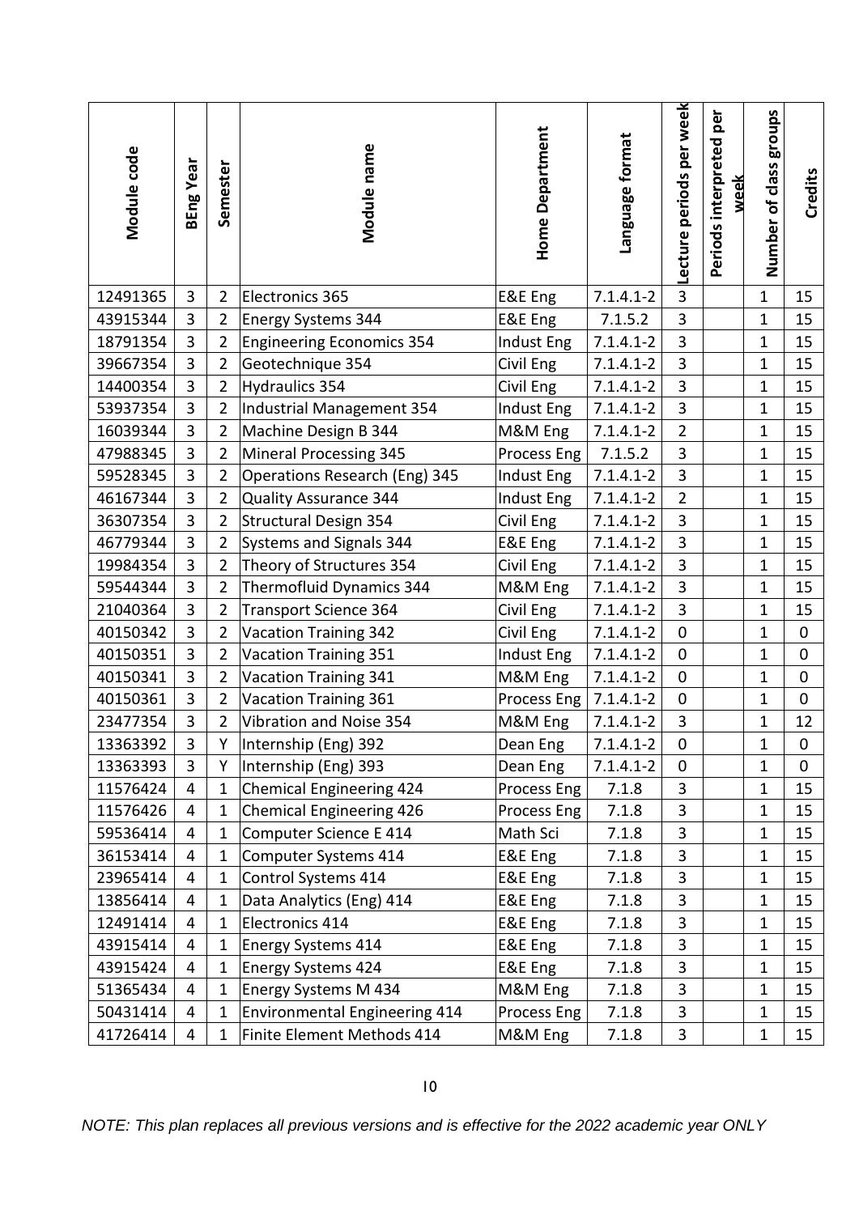| Module code | BEng Year | Semester | Module name | Home Department | Language format | Lecture periods per week | Periods interpreted per week | Number of class groups | Credits |
|---|---|---|---|---|---|---|---|---|---|
| 12491365 | 3 | 2 | Electronics 365 | E&E Eng | 7.1.4.1-2 | 3 | | 1 | 15 |
| 43915344 | 3 | 2 | Energy Systems 344 | E&E Eng | 7.1.5.2 | 3 | | 1 | 15 |
| 18791354 | 3 | 2 | Engineering Economics 354 | Indust Eng | 7.1.4.1-2 | 3 | | 1 | 15 |
| 39667354 | 3 | 2 | Geotechnique 354 | Civil Eng | 7.1.4.1-2 | 3 | | 1 | 15 |
| 14400354 | 3 | 2 | Hydraulics 354 | Civil Eng | 7.1.4.1-2 | 3 | | 1 | 15 |
| 53937354 | 3 | 2 | Industrial Management 354 | Indust Eng | 7.1.4.1-2 | 3 | | 1 | 15 |
| 16039344 | 3 | 2 | Machine Design B 344 | M&M Eng | 7.1.4.1-2 | 2 | | 1 | 15 |
| 47988345 | 3 | 2 | Mineral Processing 345 | Process Eng | 7.1.5.2 | 3 | | 1 | 15 |
| 59528345 | 3 | 2 | Operations Research (Eng) 345 | Indust Eng | 7.1.4.1-2 | 3 | | 1 | 15 |
| 46167344 | 3 | 2 | Quality Assurance 344 | Indust Eng | 7.1.4.1-2 | 2 | | 1 | 15 |
| 36307354 | 3 | 2 | Structural Design 354 | Civil Eng | 7.1.4.1-2 | 3 | | 1 | 15 |
| 46779344 | 3 | 2 | Systems and Signals 344 | E&E Eng | 7.1.4.1-2 | 3 | | 1 | 15 |
| 19984354 | 3 | 2 | Theory of Structures 354 | Civil Eng | 7.1.4.1-2 | 3 | | 1 | 15 |
| 59544344 | 3 | 2 | Thermofluid Dynamics 344 | M&M Eng | 7.1.4.1-2 | 3 | | 1 | 15 |
| 21040364 | 3 | 2 | Transport Science 364 | Civil Eng | 7.1.4.1-2 | 3 | | 1 | 15 |
| 40150342 | 3 | 2 | Vacation Training 342 | Civil Eng | 7.1.4.1-2 | 0 | | 1 | 0 |
| 40150351 | 3 | 2 | Vacation Training 351 | Indust Eng | 7.1.4.1-2 | 0 | | 1 | 0 |
| 40150341 | 3 | 2 | Vacation Training 341 | M&M Eng | 7.1.4.1-2 | 0 | | 1 | 0 |
| 40150361 | 3 | 2 | Vacation Training 361 | Process Eng | 7.1.4.1-2 | 0 | | 1 | 0 |
| 23477354 | 3 | 2 | Vibration and Noise 354 | M&M Eng | 7.1.4.1-2 | 3 | | 1 | 12 |
| 13363392 | 3 | Y | Internship (Eng) 392 | Dean Eng | 7.1.4.1-2 | 0 | | 1 | 0 |
| 13363393 | 3 | Y | Internship (Eng) 393 | Dean Eng | 7.1.4.1-2 | 0 | | 1 | 0 |
| 11576424 | 4 | 1 | Chemical Engineering 424 | Process Eng | 7.1.8 | 3 | | 1 | 15 |
| 11576426 | 4 | 1 | Chemical Engineering 426 | Process Eng | 7.1.8 | 3 | | 1 | 15 |
| 59536414 | 4 | 1 | Computer Science E 414 | Math Sci | 7.1.8 | 3 | | 1 | 15 |
| 36153414 | 4 | 1 | Computer Systems 414 | E&E Eng | 7.1.8 | 3 | | 1 | 15 |
| 23965414 | 4 | 1 | Control Systems 414 | E&E Eng | 7.1.8 | 3 | | 1 | 15 |
| 13856414 | 4 | 1 | Data Analytics (Eng) 414 | E&E Eng | 7.1.8 | 3 | | 1 | 15 |
| 12491414 | 4 | 1 | Electronics 414 | E&E Eng | 7.1.8 | 3 | | 1 | 15 |
| 43915414 | 4 | 1 | Energy Systems 414 | E&E Eng | 7.1.8 | 3 | | 1 | 15 |
| 43915424 | 4 | 1 | Energy Systems 424 | E&E Eng | 7.1.8 | 3 | | 1 | 15 |
| 51365434 | 4 | 1 | Energy Systems M 434 | M&M Eng | 7.1.8 | 3 | | 1 | 15 |
| 50431414 | 4 | 1 | Environmental Engineering 414 | Process Eng | 7.1.8 | 3 | | 1 | 15 |
| 41726414 | 4 | 1 | Finite Element Methods 414 | M&M Eng | 7.1.8 | 3 | | 1 | 15 |

*NOTE: This plan replaces all previous versions and is effective for the 2022 academic year ONLY*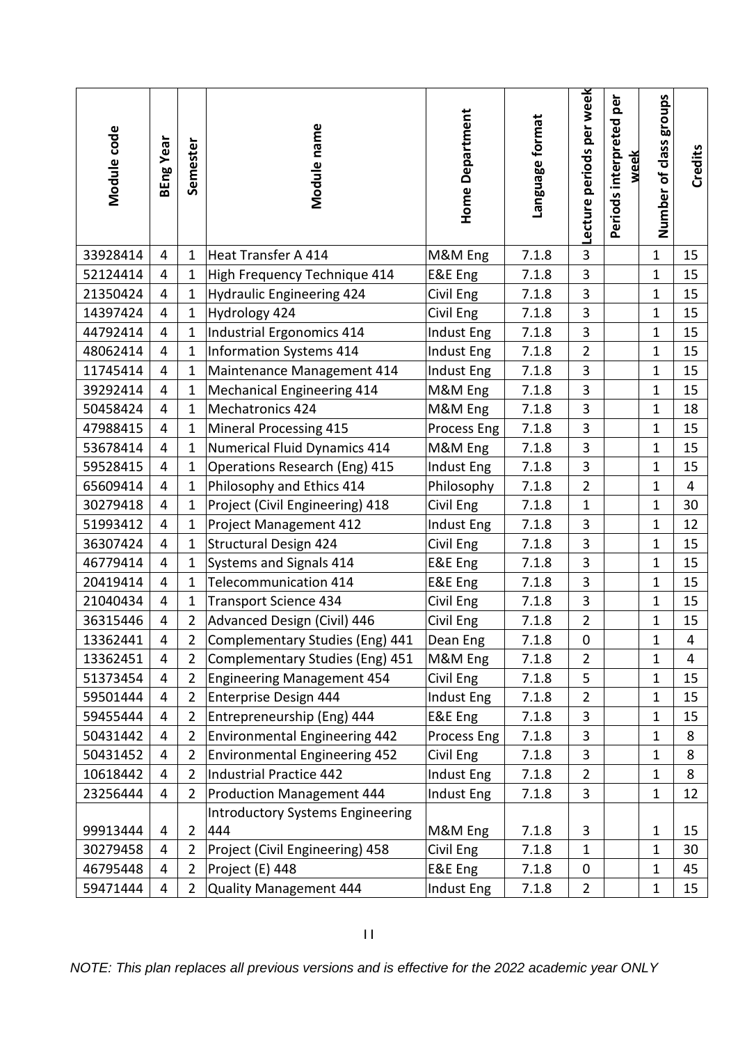| Module code | BEng Year | Semester | Module name | Home Department | Language format | Lecture periods per week | Periods interpreted per week | Number of class groups | Credits |
|---|---|---|---|---|---|---|---|---|---|
| 33928414 | 4 | 1 | Heat Transfer A 414 | M&M Eng | 7.1.8 | 3 | | 1 | 15 |
| 52124414 | 4 | 1 | High Frequency Technique 414 | E&E Eng | 7.1.8 | 3 | | 1 | 15 |
| 21350424 | 4 | 1 | Hydraulic Engineering 424 | Civil Eng | 7.1.8 | 3 | | 1 | 15 |
| 14397424 | 4 | 1 | Hydrology 424 | Civil Eng | 7.1.8 | 3 | | 1 | 15 |
| 44792414 | 4 | 1 | Industrial Ergonomics 414 | Indust Eng | 7.1.8 | 3 | | 1 | 15 |
| 48062414 | 4 | 1 | Information Systems 414 | Indust Eng | 7.1.8 | 2 | | 1 | 15 |
| 11745414 | 4 | 1 | Maintenance Management 414 | Indust Eng | 7.1.8 | 3 | | 1 | 15 |
| 39292414 | 4 | 1 | Mechanical Engineering 414 | M&M Eng | 7.1.8 | 3 | | 1 | 15 |
| 50458424 | 4 | 1 | Mechatronics 424 | M&M Eng | 7.1.8 | 3 | | 1 | 18 |
| 47988415 | 4 | 1 | Mineral Processing 415 | Process Eng | 7.1.8 | 3 | | 1 | 15 |
| 53678414 | 4 | 1 | Numerical Fluid Dynamics 414 | M&M Eng | 7.1.8 | 3 | | 1 | 15 |
| 59528415 | 4 | 1 | Operations Research (Eng) 415 | Indust Eng | 7.1.8 | 3 | | 1 | 15 |
| 65609414 | 4 | 1 | Philosophy and Ethics 414 | Philosophy | 7.1.8 | 2 | | 1 | 4 |
| 30279418 | 4 | 1 | Project (Civil Engineering) 418 | Civil Eng | 7.1.8 | 1 | | 1 | 30 |
| 51993412 | 4 | 1 | Project Management 412 | Indust Eng | 7.1.8 | 3 | | 1 | 12 |
| 36307424 | 4 | 1 | Structural Design 424 | Civil Eng | 7.1.8 | 3 | | 1 | 15 |
| 46779414 | 4 | 1 | Systems and Signals 414 | E&E Eng | 7.1.8 | 3 | | 1 | 15 |
| 20419414 | 4 | 1 | Telecommunication 414 | E&E Eng | 7.1.8 | 3 | | 1 | 15 |
| 21040434 | 4 | 1 | Transport Science 434 | Civil Eng | 7.1.8 | 3 | | 1 | 15 |
| 36315446 | 4 | 2 | Advanced Design (Civil) 446 | Civil Eng | 7.1.8 | 2 | | 1 | 15 |
| 13362441 | 4 | 2 | Complementary Studies (Eng) 441 | Dean Eng | 7.1.8 | 0 | | 1 | 4 |
| 13362451 | 4 | 2 | Complementary Studies (Eng) 451 | M&M Eng | 7.1.8 | 2 | | 1 | 4 |
| 51373454 | 4 | 2 | Engineering Management 454 | Civil Eng | 7.1.8 | 5 | | 1 | 15 |
| 59501444 | 4 | 2 | Enterprise Design 444 | Indust Eng | 7.1.8 | 2 | | 1 | 15 |
| 59455444 | 4 | 2 | Entrepreneurship (Eng) 444 | E&E Eng | 7.1.8 | 3 | | 1 | 15 |
| 50431442 | 4 | 2 | Environmental Engineering 442 | Process Eng | 7.1.8 | 3 | | 1 | 8 |
| 50431452 | 4 | 2 | Environmental Engineering 452 | Civil Eng | 7.1.8 | 3 | | 1 | 8 |
| 10618442 | 4 | 2 | Industrial Practice 442 | Indust Eng | 7.1.8 | 2 | | 1 | 8 |
| 23256444 | 4 | 2 | Production Management 444 | Indust Eng | 7.1.8 | 3 | | 1 | 12 |
| 99913444 | 4 | 2 | Introductory Systems Engineering 444 | M&M Eng | 7.1.8 | 3 | | 1 | 15 |
| 30279458 | 4 | 2 | Project (Civil Engineering) 458 | Civil Eng | 7.1.8 | 1 | | 1 | 30 |
| 46795448 | 4 | 2 | Project (E) 448 | E&E Eng | 7.1.8 | 0 | | 1 | 45 |
| 59471444 | 4 | 2 | Quality Management 444 | Indust Eng | 7.1.8 | 2 | | 1 | 15 |

*NOTE: This plan replaces all previous versions and is effective for the 2022 academic year ONLY*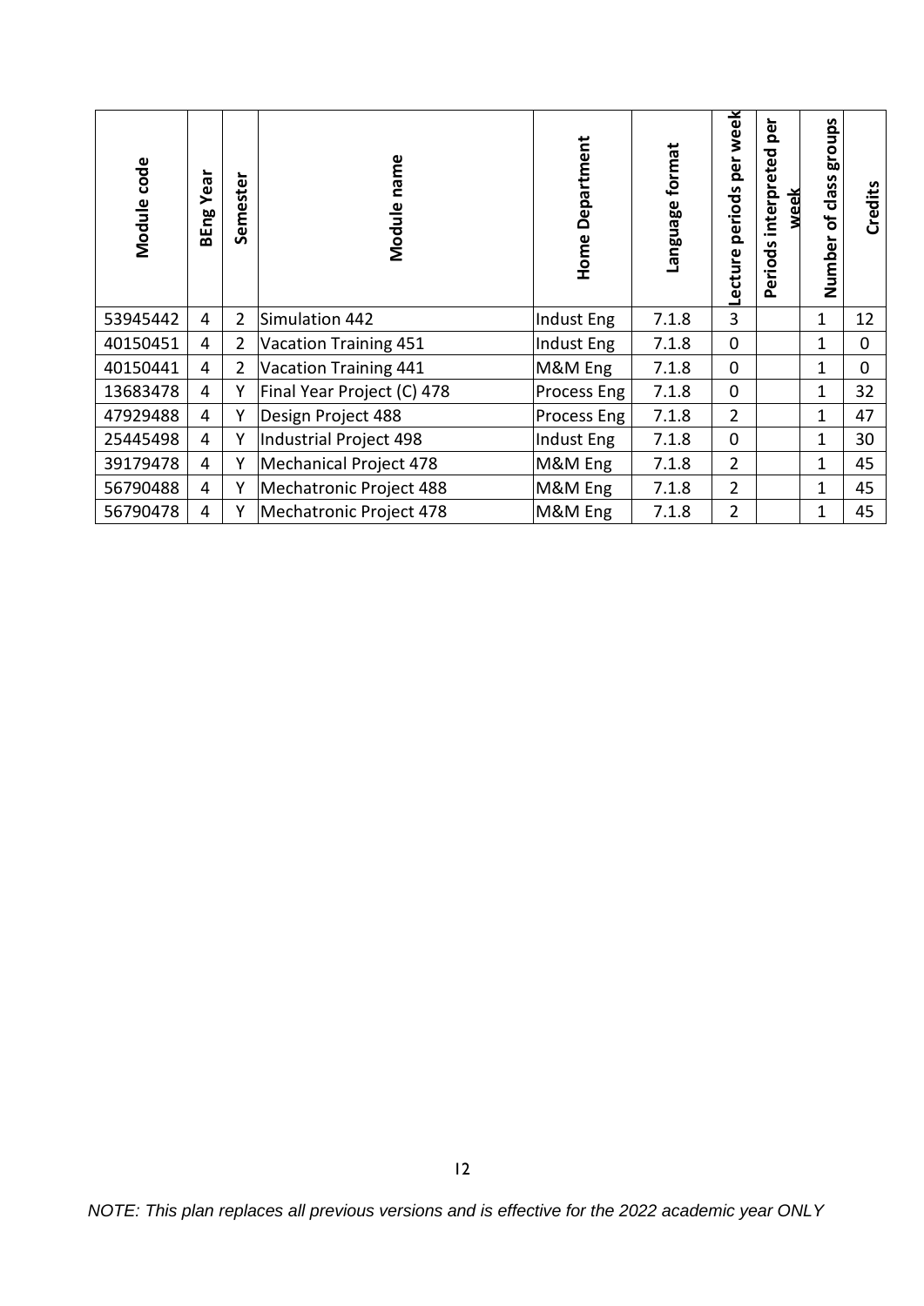| Module code | BEng Year | Semester | Module name | Home Department | Language format | Lecture periods per week | Periods interpreted per week | Number of class groups | Credits |
|---|---|---|---|---|---|---|---|---|---|
| 53945442 | 4 | 2 | Simulation 442 | Indust Eng | 7.1.8 | 3 | | 1 | 12 |
| 40150451 | 4 | 2 | Vacation Training 451 | Indust Eng | 7.1.8 | 0 | | 1 | 0 |
| 40150441 | 4 | 2 | Vacation Training 441 | M&M Eng | 7.1.8 | 0 | | 1 | 0 |
| 13683478 | 4 | Y | Final Year Project (C) 478 | Process Eng | 7.1.8 | 0 | | 1 | 32 |
| 47929488 | 4 | Y | Design Project 488 | Process Eng | 7.1.8 | 2 | | 1 | 47 |
| 25445498 | 4 | Y | Industrial Project 498 | Indust Eng | 7.1.8 | 0 | | 1 | 30 |
| 39179478 | 4 | Y | Mechanical Project 478 | M&M Eng | 7.1.8 | 2 | | 1 | 45 |
| 56790488 | 4 | Y | Mechatronic Project 488 | M&M Eng | 7.1.8 | 2 | | 1 | 45 |
| 56790478 | 4 | Y | Mechatronic Project 478 | M&M Eng | 7.1.8 | 2 | | 1 | 45 |

*NOTE: This plan replaces all previous versions and is effective for the 2022 academic year ONLY*